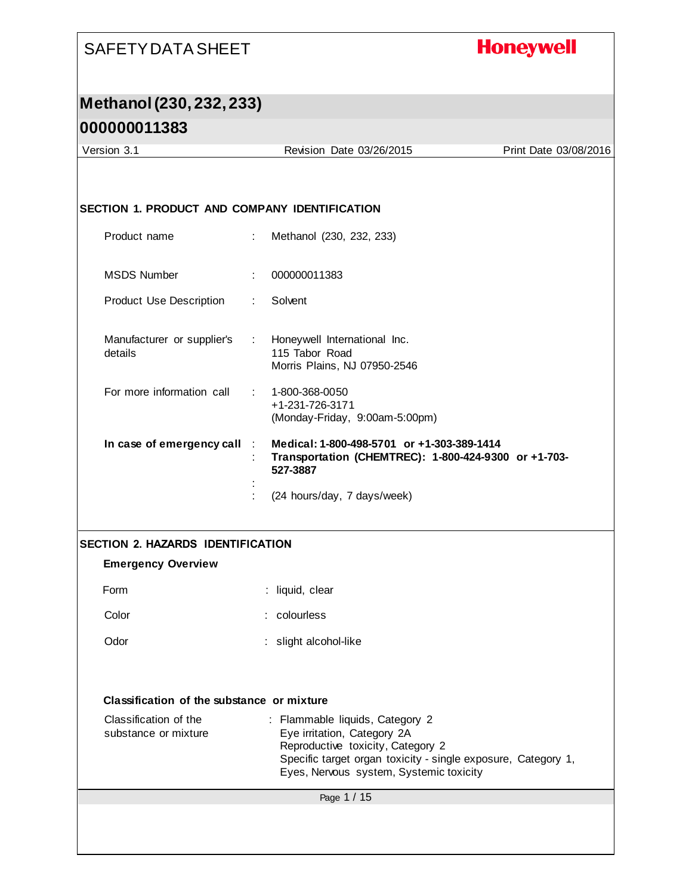# SAFETY DATA SHEET

**Honeywell**

## Methanol (230, 232, 233)

## 000000011383

Version 3.1 | Revision Date 03/26/2015 | Print Date 03/08/2016

### SECTION 1. PRODUCT AND COMPANY IDENTIFICATION

| | | |
|---|---|---|
| Product name | : | Methanol (230, 232, 233) |
| MSDS Number | : | 000000011383 |
| Product Use Description | : | Solvent |
| Manufacturer or supplier's details | : | Honeywell International Inc.<br>115 Tabor Road<br>Morris Plains, NJ 07950-2546 |
| For more information call | : | 1-800-368-0050<br>+1-231-726-3171<br>(Monday-Friday, 9:00am-5:00pm) |
| **In case of emergency call** | : | **Medical: 1-800-498-5701 or +1-303-389-1414** |
| | : | **Transportation (CHEMTREC): 1-800-424-9300 or +1-703-527-3887** |
| | : | |
| | : | (24 hours/day, 7 days/week) |

### SECTION 2. HAZARDS IDENTIFICATION

**Emergency Overview**

| | | |
|---|---|---|
| Form | : | liquid, clear |
| Color | : | colourless |
| Odor | : | slight alcohol-like |

**Classification of the substance or mixture**

| | | |
|---|---|---|
| Classification of the substance or mixture | : | Flammable liquids, Category 2<br>Eye irritation, Category 2A<br>Reproductive toxicity, Category 2<br>Specific target organ toxicity - single exposure, Category 1, Eyes, Nervous system, Systemic toxicity |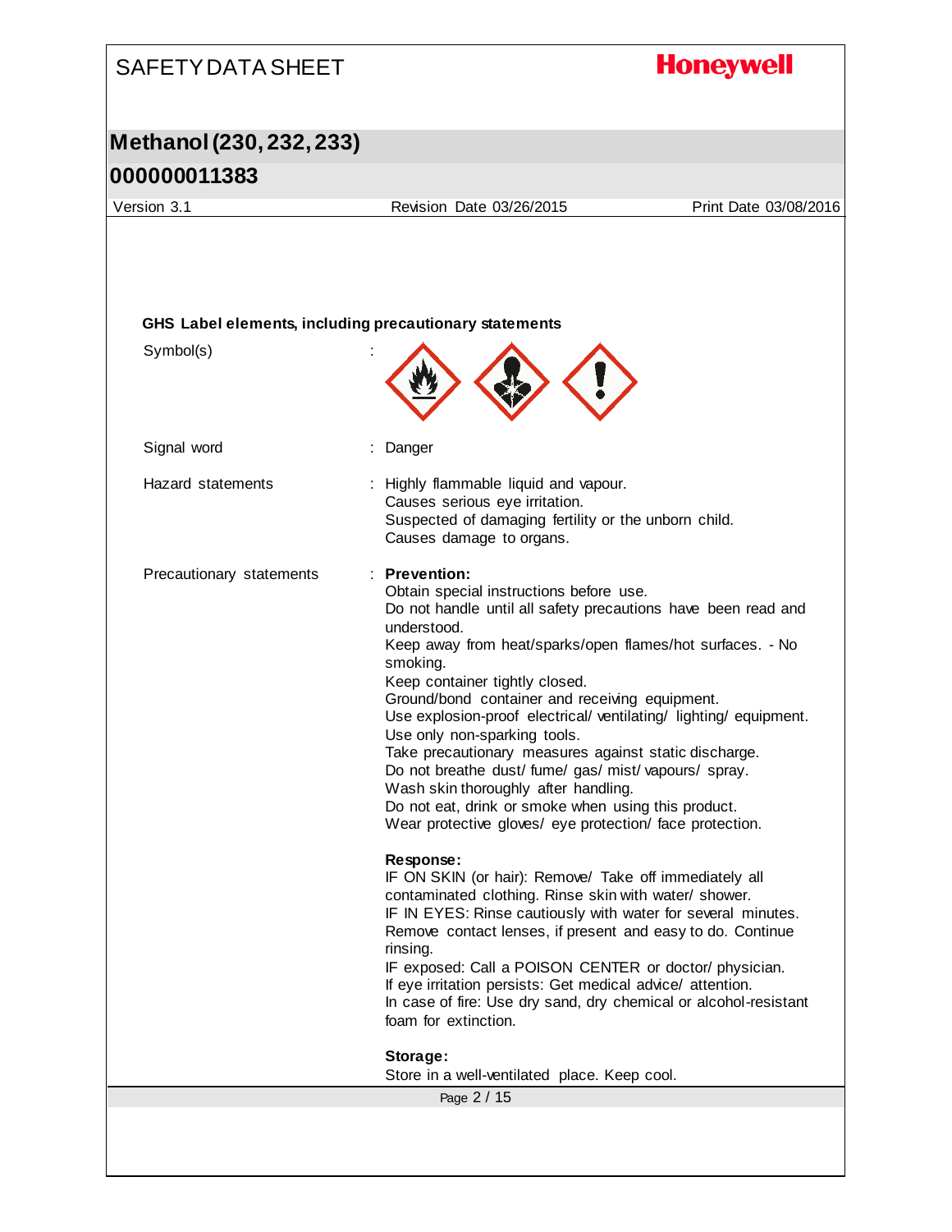**GHS Label elements, including precautionary statements**

Symbol(s) :

Signal word : Danger

Hazard statements : Highly flammable liquid and vapour.
Causes serious eye irritation.
Suspected of damaging fertility or the unborn child.
Causes damage to organs.

Precautionary statements : **Prevention:**
Obtain special instructions before use.
Do not handle until all safety precautions have been read and understood.
Keep away from heat/sparks/open flames/hot surfaces. - No smoking.
Keep container tightly closed.
Ground/bond container and receiving equipment.
Use explosion-proof electrical/ ventilating/ lighting/ equipment.
Use only non-sparking tools.
Take precautionary measures against static discharge.
Do not breathe dust/ fume/ gas/ mist/ vapours/ spray.
Wash skin thoroughly after handling.
Do not eat, drink or smoke when using this product.
Wear protective gloves/ eye protection/ face protection.

**Response:**
IF ON SKIN (or hair): Remove/ Take off immediately all contaminated clothing. Rinse skin with water/ shower.
IF IN EYES: Rinse cautiously with water for several minutes. Remove contact lenses, if present and easy to do. Continue rinsing.
IF exposed: Call a POISON CENTER or doctor/ physician.
If eye irritation persists: Get medical advice/ attention.
In case of fire: Use dry sand, dry chemical or alcohol-resistant foam for extinction.

**Storage:**
Store in a well-ventilated place. Keep cool.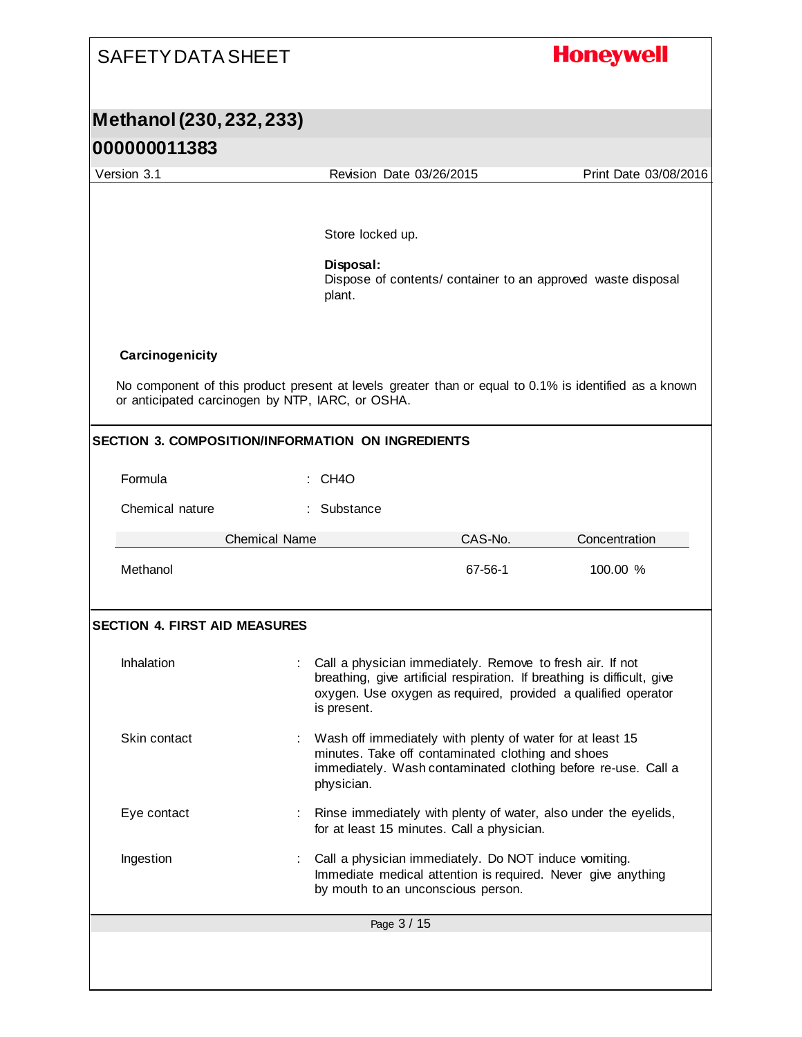Store locked up.

**Disposal:**
Dispose of contents/ container to an approved waste disposal plant.

**Carcinogenicity**

No component of this product present at levels greater than or equal to 0.1% is identified as a known or anticipated carcinogen by NTP, IARC, or OSHA.

## SECTION 3. COMPOSITION/INFORMATION ON INGREDIENTS

Formula : $CH_4O$

Chemical nature : Substance

| Chemical Name | CAS-No. | Concentration |
|---|---|---|
| Methanol | 67-56-1 | 100.00 % |

## SECTION 4. FIRST AID MEASURES

Inhalation : Call a physician immediately. Remove to fresh air. If not breathing, give artificial respiration. If breathing is difficult, give oxygen. Use oxygen as required, provided a qualified operator is present.

Skin contact : Wash off immediately with plenty of water for at least 15 minutes. Take off contaminated clothing and shoes immediately. Wash contaminated clothing before re-use. Call a physician.

Eye contact : Rinse immediately with plenty of water, also under the eyelids, for at least 15 minutes. Call a physician.

Ingestion : Call a physician immediately. Do NOT induce vomiting. Immediate medical attention is required. Never give anything by mouth to an unconscious person.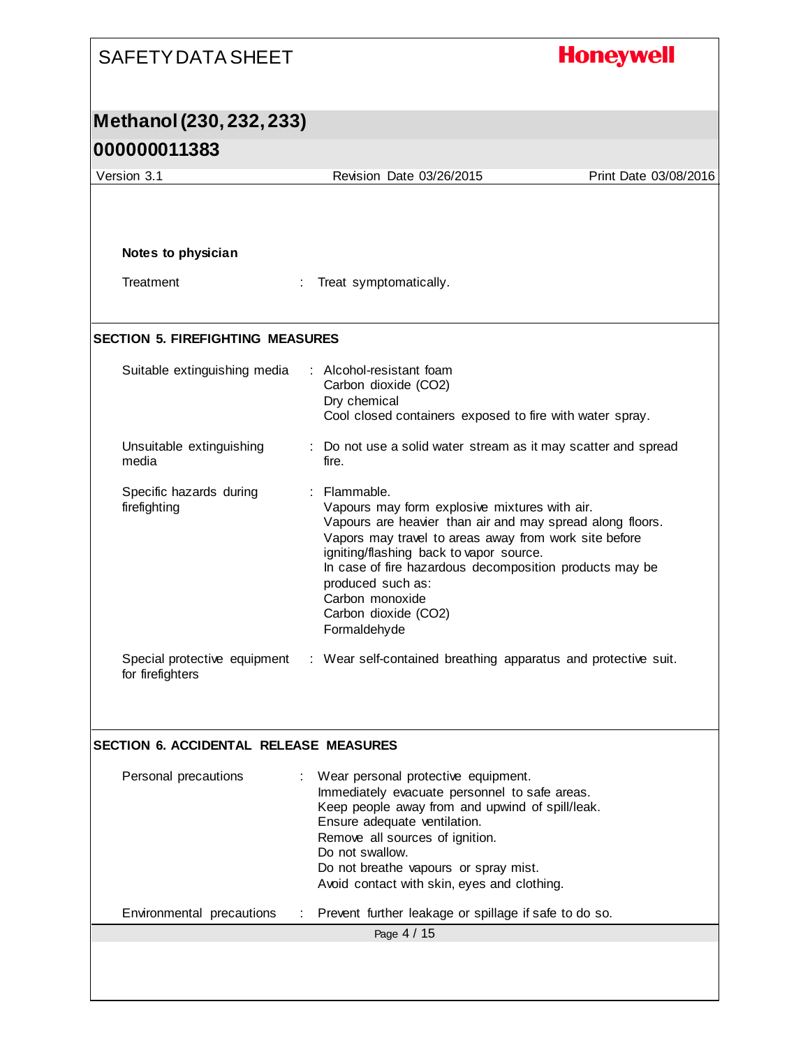### Notes to physician

Treatment : Treat symptomatically.

## SECTION 5. FIREFIGHTING MEASURES

| | |
|---|---|
| Suitable extinguishing media | : Alcohol-resistant foam<br>Carbon dioxide ($CO_2$)<br>Dry chemical<br>Cool closed containers exposed to fire with water spray. |
| Unsuitable extinguishing media | : Do not use a solid water stream as it may scatter and spread fire. |
| Specific hazards during firefighting | : Flammable.<br>Vapours may form explosive mixtures with air.<br>Vapours are heavier than air and may spread along floors.<br>Vapors may travel to areas away from work site before igniting/flashing back to vapor source.<br>In case of fire hazardous decomposition products may be produced such as:<br>Carbon monoxide<br>Carbon dioxide ($CO_2$)<br>Formaldehyde |
| Special protective equipment for firefighters | : Wear self-contained breathing apparatus and protective suit. |

## SECTION 6. ACCIDENTAL RELEASE MEASURES

| | |
|---|---|
| Personal precautions | : Wear personal protective equipment.<br>Immediately evacuate personnel to safe areas.<br>Keep people away from and upwind of spill/leak.<br>Ensure adequate ventilation.<br>Remove all sources of ignition.<br>Do not swallow.<br>Do not breathe vapours or spray mist.<br>Avoid contact with skin, eyes and clothing. |
| Environmental precautions | : Prevent further leakage or spillage if safe to do so. |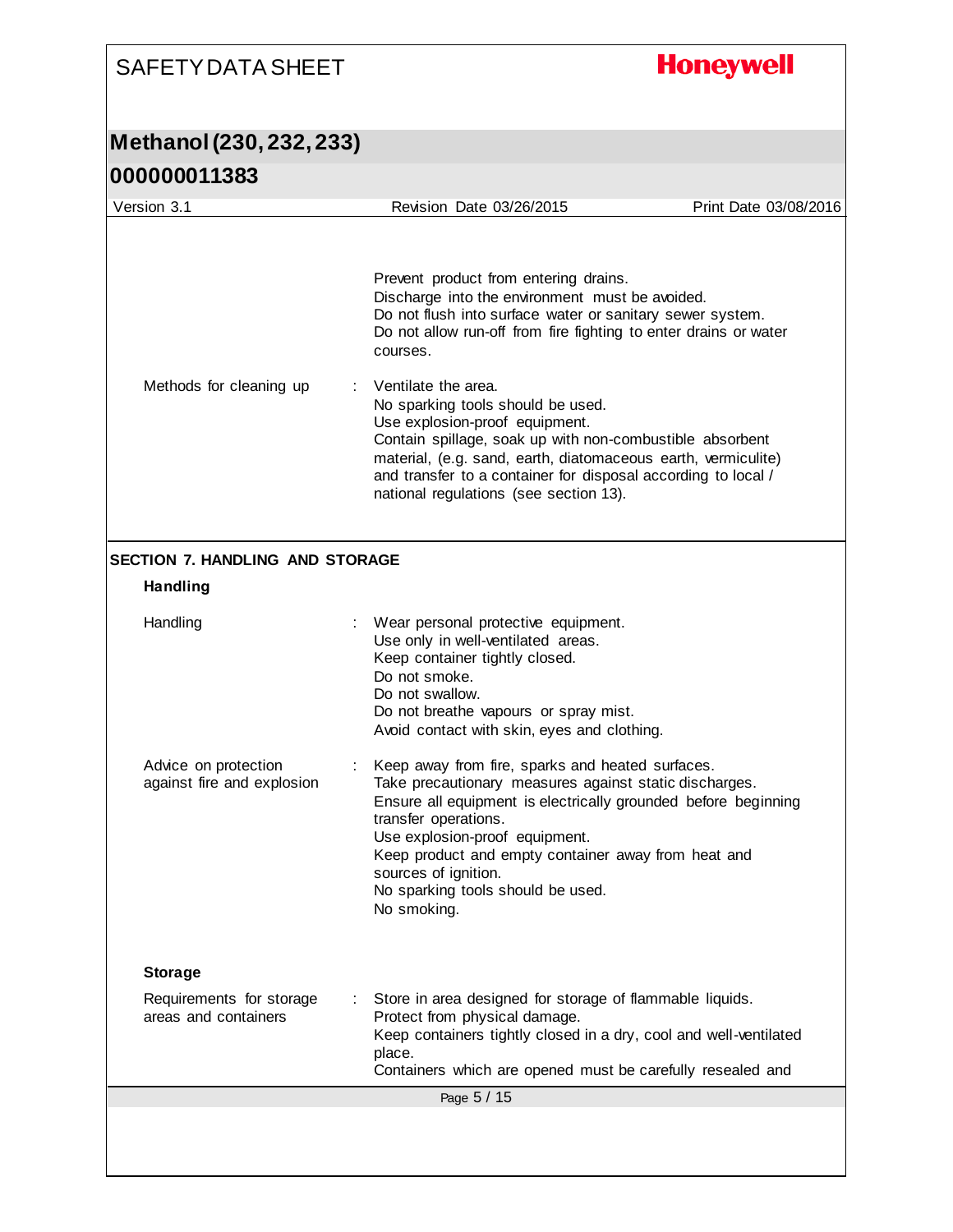Prevent product from entering drains.
Discharge into the environment must be avoided.
Do not flush into surface water or sanitary sewer system.
Do not allow run-off from fire fighting to enter drains or water courses.

| | |
|---|---|
| Methods for cleaning up | : Ventilate the area.<br>No sparking tools should be used.<br>Use explosion-proof equipment.<br>Contain spillage, soak up with non-combustible absorbent material, (e.g. sand, earth, diatomaceous earth, vermiculite) and transfer to a container for disposal according to local / national regulations (see section 13). |

## SECTION 7. HANDLING AND STORAGE

### Handling

| | |
|---|---|
| Handling | : Wear personal protective equipment.<br>Use only in well-ventilated areas.<br>Keep container tightly closed.<br>Do not smoke.<br>Do not swallow.<br>Do not breathe vapours or spray mist.<br>Avoid contact with skin, eyes and clothing. |
| Advice on protection against fire and explosion | : Keep away from fire, sparks and heated surfaces.<br>Take precautionary measures against static discharges.<br>Ensure all equipment is electrically grounded before beginning transfer operations.<br>Use explosion-proof equipment.<br>Keep product and empty container away from heat and sources of ignition.<br>No sparking tools should be used.<br>No smoking. |

### Storage

| | |
|---|---|
| Requirements for storage areas and containers | : Store in area designed for storage of flammable liquids.<br>Protect from physical damage.<br>Keep containers tightly closed in a dry, cool and well-ventilated place.<br>Containers which are opened must be carefully resealed and |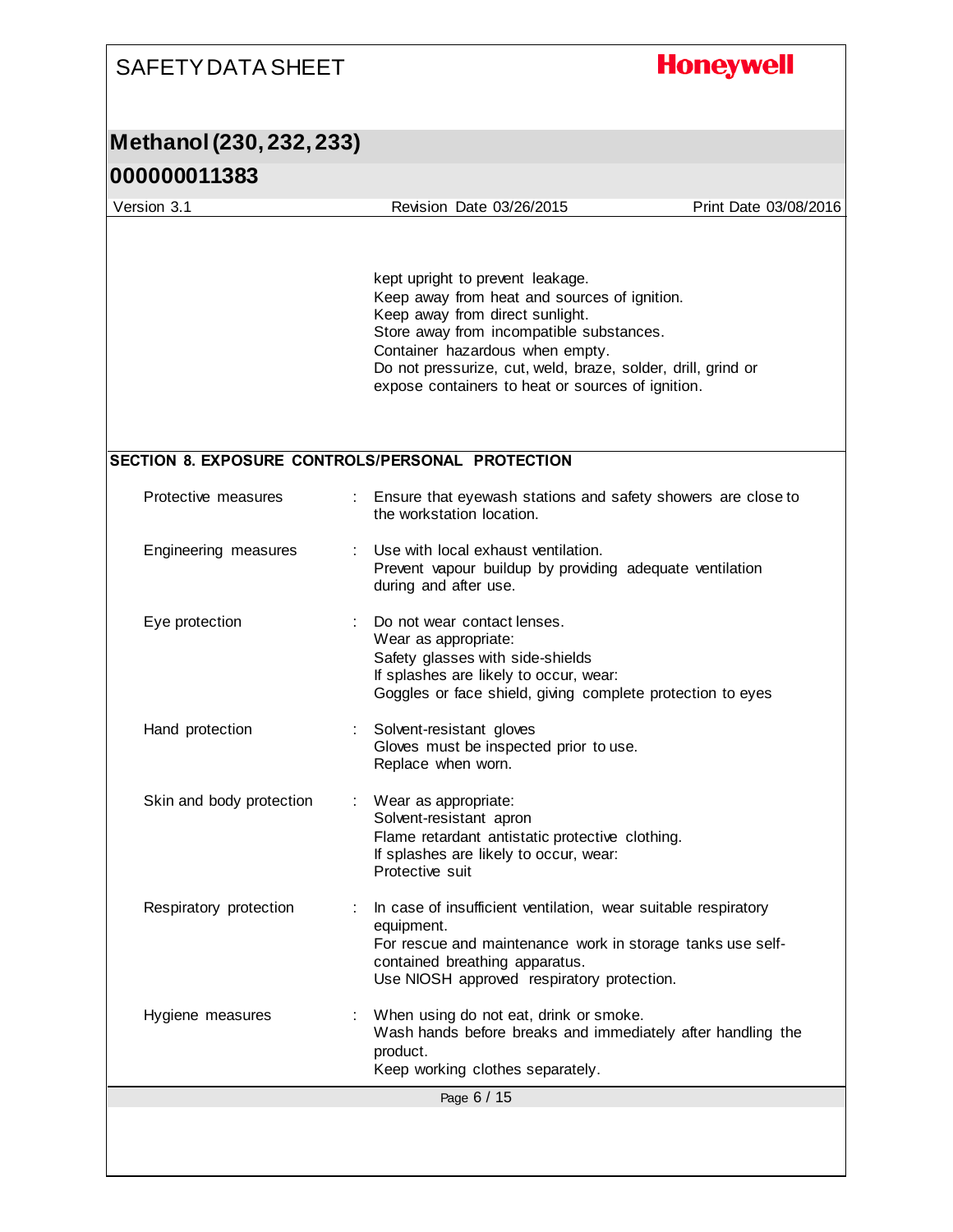kept upright to prevent leakage.
Keep away from heat and sources of ignition.
Keep away from direct sunlight.
Store away from incompatible substances.
Container hazardous when empty.
Do not pressurize, cut, weld, braze, solder, drill, grind or expose containers to heat or sources of ignition.

## SECTION 8. EXPOSURE CONTROLS/PERSONAL PROTECTION

| | |
|---|---|
| Protective measures | : Ensure that eyewash stations and safety showers are close to the workstation location. |
| Engineering measures | : Use with local exhaust ventilation.<br>Prevent vapour buildup by providing adequate ventilation during and after use. |
| Eye protection | : Do not wear contact lenses.<br>Wear as appropriate:<br>Safety glasses with side-shields<br>If splashes are likely to occur, wear:<br>Goggles or face shield, giving complete protection to eyes |
| Hand protection | : Solvent-resistant gloves<br>Gloves must be inspected prior to use.<br>Replace when worn. |
| Skin and body protection | : Wear as appropriate:<br>Solvent-resistant apron<br>Flame retardant antistatic protective clothing.<br>If splashes are likely to occur, wear:<br>Protective suit |
| Respiratory protection | : In case of insufficient ventilation, wear suitable respiratory equipment.<br>For rescue and maintenance work in storage tanks use self-contained breathing apparatus.<br>Use NIOSH approved respiratory protection. |
| Hygiene measures | : When using do not eat, drink or smoke.<br>Wash hands before breaks and immediately after handling the product.<br>Keep working clothes separately. |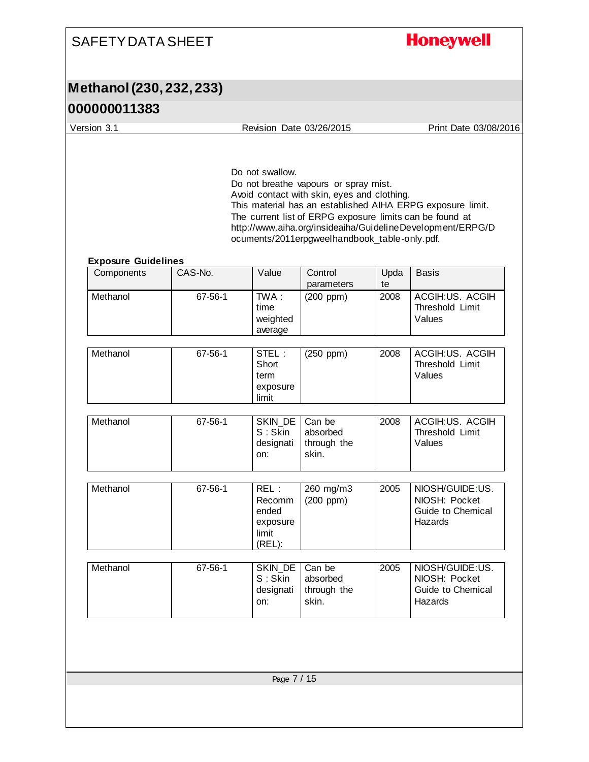Do not swallow.
Do not breathe vapours or spray mist.
Avoid contact with skin, eyes and clothing.
This material has an established AIHA ERPG exposure limit.
The current list of ERPG exposure limits can be found at http://www.aiha.org/insideaiha/GuidelineDevelopment/ERPG/Documents/2011erpgweelhandbook_table-only.pdf.

**Exposure Guidelines**

| Components | CAS-No. | Value | Control parameters | Update | Basis |
|---|---|---|---|---|---|
| Methanol | 67-56-1 | TWA : time weighted average | (200 ppm) | 2008 | ACGIH:US. ACGIH Threshold Limit Values |
| Methanol | 67-56-1 | STEL : Short term exposure limit | (250 ppm) | 2008 | ACGIH:US. ACGIH Threshold Limit Values |
| Methanol | 67-56-1 | SKIN_DES : Skin designation: | Can be absorbed through the skin. | 2008 | ACGIH:US. ACGIH Threshold Limit Values |
| Methanol | 67-56-1 | REL : Recommended exposure limit (REL): | 260 mg/m3 (200 ppm) | 2005 | NIOSH/GUIDE:US. NIOSH: Pocket Guide to Chemical Hazards |
| Methanol | 67-56-1 | SKIN_DES : Skin designation: | Can be absorbed through the skin. | 2005 | NIOSH/GUIDE:US. NIOSH: Pocket Guide to Chemical Hazards |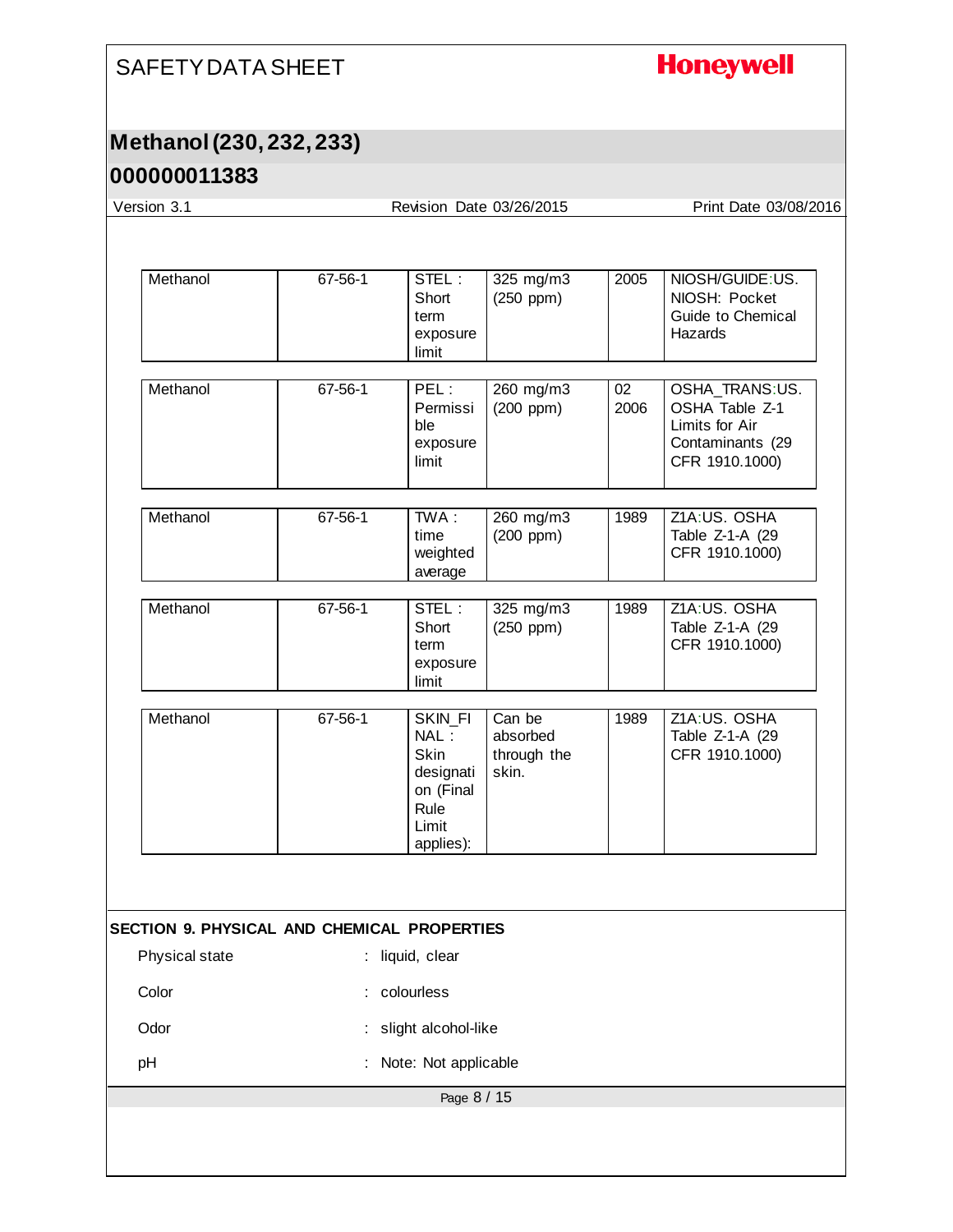| Methanol | 67-56-1 | STEL : Short term exposure limit | 325 mg/m3 (250 ppm) | 2005 | NIOSH/GUIDE:US. NIOSH: Pocket Guide to Chemical Hazards |
|---|---|---|---|---|---|
| Methanol | 67-56-1 | PEL : Permissible exposure limit | 260 mg/m3 (200 ppm) | 02 2006 | OSHA_TRANS:US. OSHA Table Z-1 Limits for Air Contaminants (29 CFR 1910.1000) |
| Methanol | 67-56-1 | TWA : time weighted average | 260 mg/m3 (200 ppm) | 1989 | Z1A:US. OSHA Table Z-1-A (29 CFR 1910.1000) |
| Methanol | 67-56-1 | STEL : Short term exposure limit | 325 mg/m3 (250 ppm) | 1989 | Z1A:US. OSHA Table Z-1-A (29 CFR 1910.1000) |
| Methanol | 67-56-1 | SKIN_FINAL : Skin designation (Final Rule Limit applies): | Can be absorbed through the skin. | 1989 | Z1A:US. OSHA Table Z-1-A (29 CFR 1910.1000) |

## SECTION 9. PHYSICAL AND CHEMICAL PROPERTIES

Physical state : liquid, clear

Color : colourless

Odor : slight alcohol-like

pH : Note: Not applicable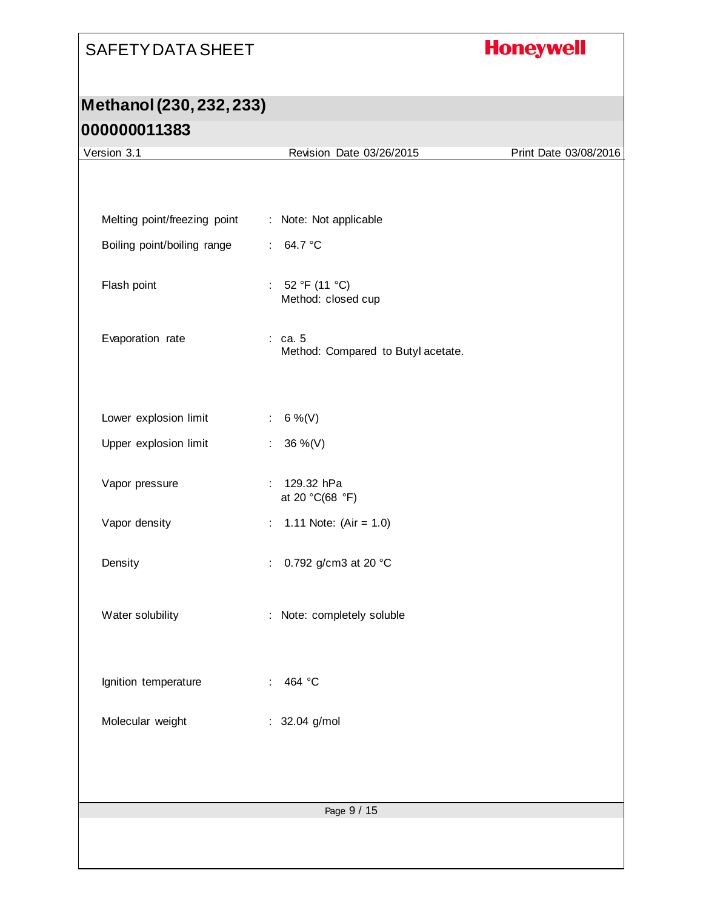| Property | Value |
| --- | --- |
| Melting point/freezing point | Note: Not applicable |
| Boiling point/boiling range | 64.7 °C |
| Flash point | 52 °F (11 °C)<br>Method: closed cup |
| Evaporation rate | ca. 5<br>Method: Compared to Butyl acetate. |
| Lower explosion limit | 6 %(V) |
| Upper explosion limit | 36 %(V) |
| Vapor pressure | 129.32 hPa<br>at 20 °C(68 °F) |
| Vapor density | 1.11 Note: (Air = 1.0) |
| Density | 0.792 g/cm3 at 20 °C |
| Water solubility | Note: completely soluble |
| Ignition temperature | 464 °C |
| Molecular weight | 32.04 g/mol |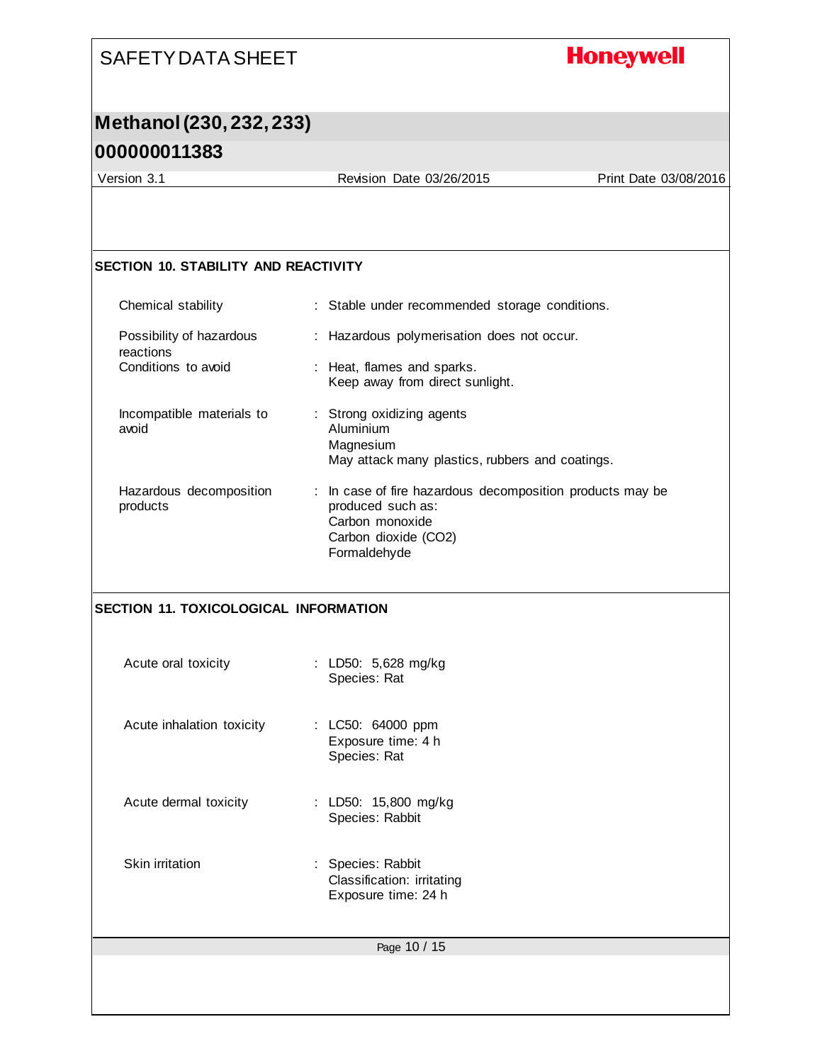## SECTION 10. STABILITY AND REACTIVITY

| | |
|---|---|
| Chemical stability | : Stable under recommended storage conditions. |
| Possibility of hazardous reactions | : Hazardous polymerisation does not occur. |
| Conditions to avoid | : Heat, flames and sparks.<br>Keep away from direct sunlight. |
| Incompatible materials to avoid | : Strong oxidizing agents<br>Aluminium<br>Magnesium<br>May attack many plastics, rubbers and coatings. |
| Hazardous decomposition products | : In case of fire hazardous decomposition products may be produced such as:<br>Carbon monoxide<br>Carbon dioxide ($CO_2$)<br>Formaldehyde |

## SECTION 11. TOXICOLOGICAL INFORMATION

| | |
|---|---|
| Acute oral toxicity | : LD50: 5,628 mg/kg<br>Species: Rat |
| Acute inhalation toxicity | : LC50: 64000 ppm<br>Exposure time: 4 h<br>Species: Rat |
| Acute dermal toxicity | : LD50: 15,800 mg/kg<br>Species: Rabbit |
| Skin irritation | : Species: Rabbit<br>Classification: irritating<br>Exposure time: 24 h |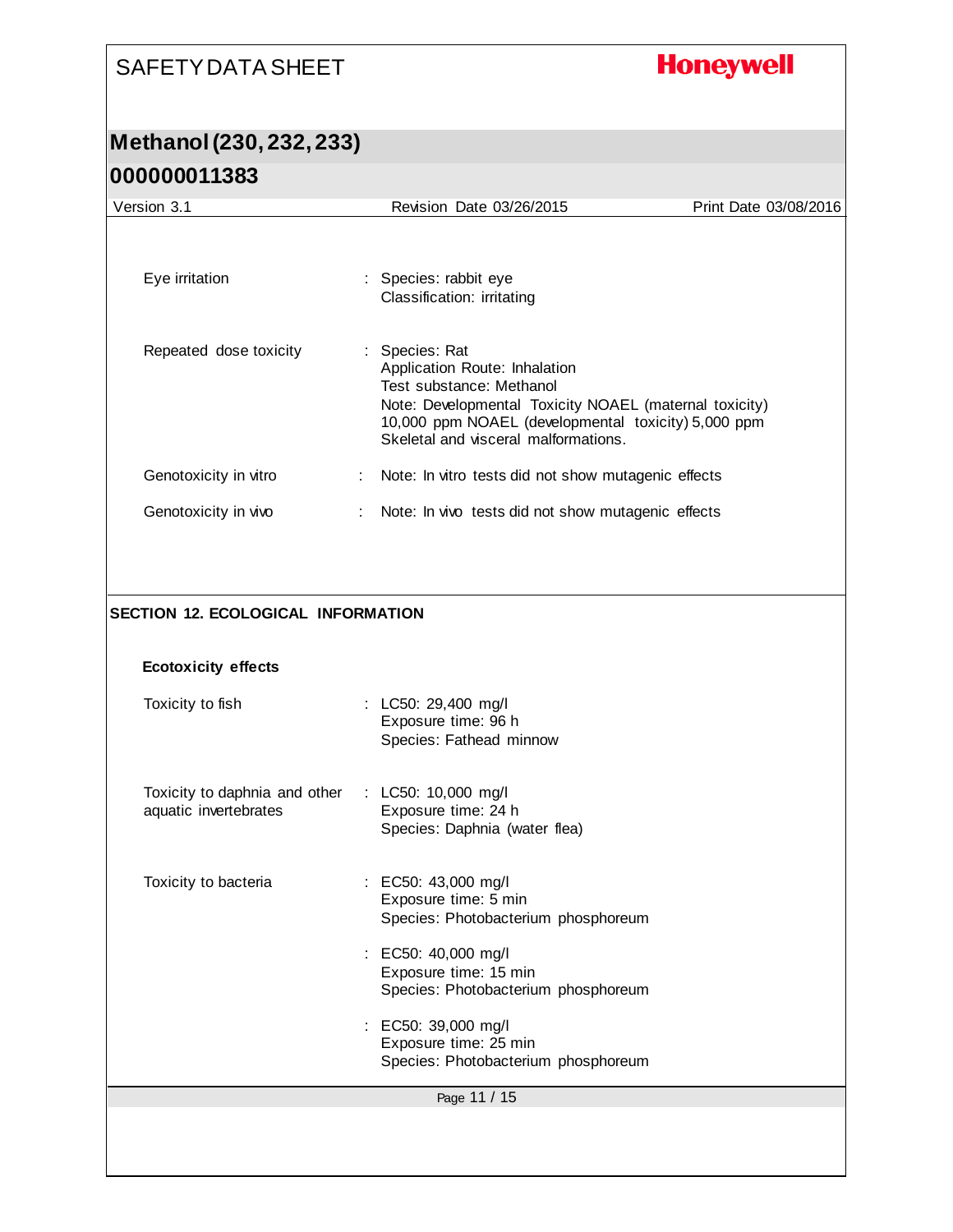Eye irritation : Species: rabbit eye
Classification: irritating

Repeated dose toxicity : Species: Rat
Application Route: Inhalation
Test substance: Methanol
Note: Developmental Toxicity NOAEL (maternal toxicity) 10,000 ppm NOAEL (developmental toxicity) 5,000 ppm
Skeletal and visceral malformations.

Genotoxicity in vitro : Note: In vitro tests did not show mutagenic effects

Genotoxicity in vivo : Note: In vivo tests did not show mutagenic effects

## SECTION 12. ECOLOGICAL INFORMATION

### Ecotoxicity effects

Toxicity to fish : LC50: 29,400 mg/l
Exposure time: 96 h
Species: Fathead minnow

Toxicity to daphnia and other aquatic invertebrates : LC50: 10,000 mg/l
Exposure time: 24 h
Species: Daphnia (water flea)

Toxicity to bacteria : EC50: 43,000 mg/l
Exposure time: 5 min
Species: Photobacterium phosphoreum

: EC50: 40,000 mg/l
Exposure time: 15 min
Species: Photobacterium phosphoreum

: EC50: 39,000 mg/l
Exposure time: 25 min
Species: Photobacterium phosphoreum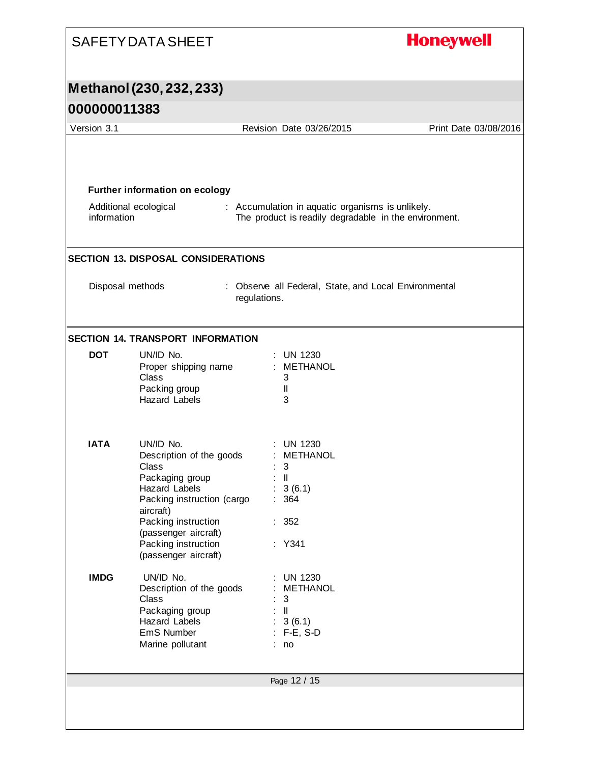**Further information on ecology**

Additional ecological information : Accumulation in aquatic organisms is unlikely. The product is readily degradable in the environment.

## SECTION 13. DISPOSAL CONSIDERATIONS

Disposal methods : Observe all Federal, State, and Local Environmental regulations.

## SECTION 14. TRANSPORT INFORMATION

**DOT**

| | |
|---|---|
| UN/ID No. | : UN 1230 |
| Proper shipping name | : METHANOL |
| Class | 3 |
| Packing group | II |
| Hazard Labels | 3 |

**IATA**

| | |
|---|---|
| UN/ID No. | : UN 1230 |
| Description of the goods | : METHANOL |
| Class | : 3 |
| Packaging group | : II |
| Hazard Labels | : 3 (6.1) |
| Packing instruction (cargo aircraft) | : 364 |
| Packing instruction (passenger aircraft) | : 352 |
| Packing instruction (passenger aircraft) | : Y341 |

**IMDG**

| | |
|---|---|
| UN/ID No. | : UN 1230 |
| Description of the goods | : METHANOL |
| Class | : 3 |
| Packaging group | : II |
| Hazard Labels | : 3 (6.1) |
| EmS Number | : F-E, S-D |
| Marine pollutant | : no |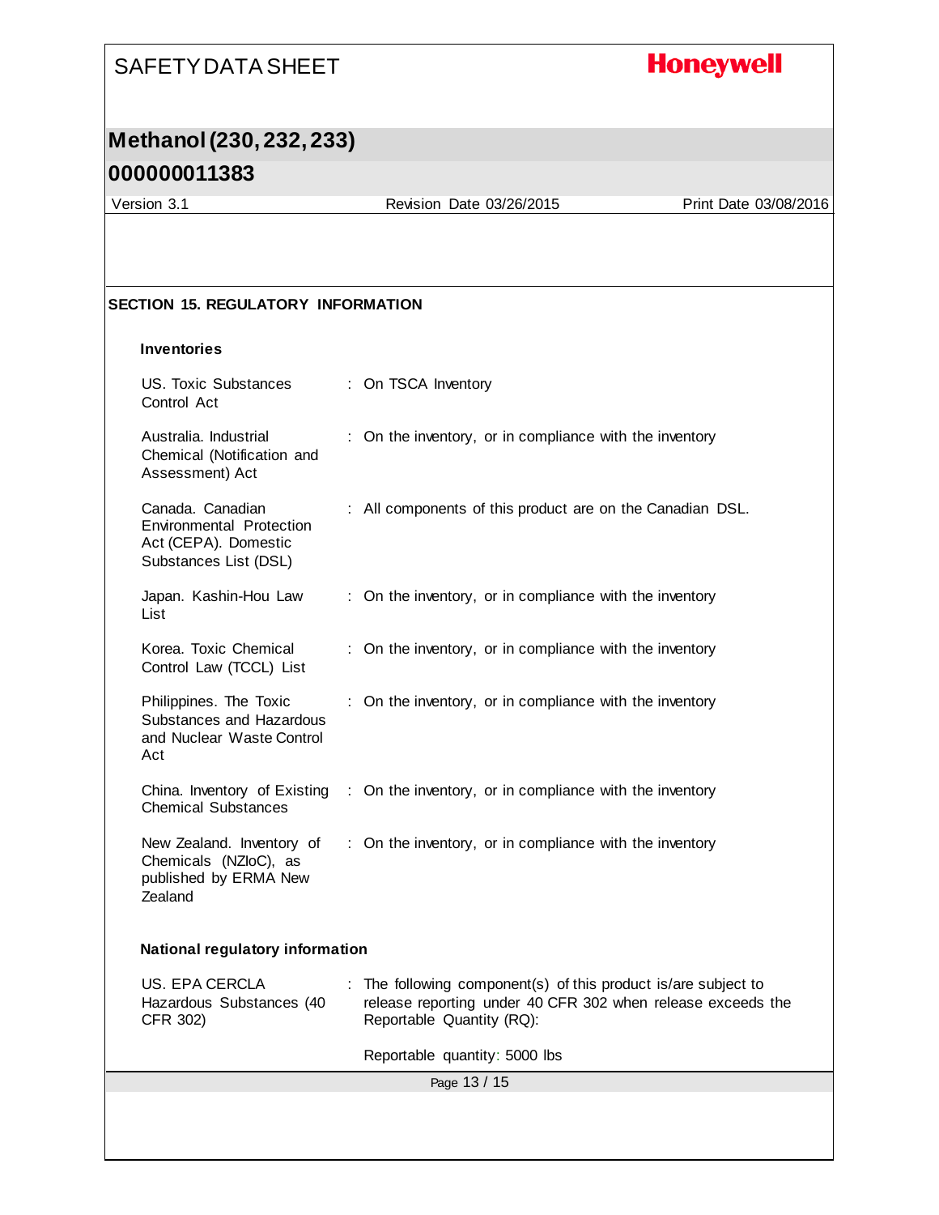## SECTION 15. REGULATORY INFORMATION

### Inventories

| | |
|---|---|
| US. Toxic Substances Control Act | : On TSCA Inventory |
| Australia. Industrial Chemical (Notification and Assessment) Act | : On the inventory, or in compliance with the inventory |
| Canada. Canadian Environmental Protection Act (CEPA). Domestic Substances List (DSL) | : All components of this product are on the Canadian DSL. |
| Japan. Kashin-Hou Law List | : On the inventory, or in compliance with the inventory |
| Korea. Toxic Chemical Control Law (TCCL) List | : On the inventory, or in compliance with the inventory |
| Philippines. The Toxic Substances and Hazardous and Nuclear Waste Control Act | : On the inventory, or in compliance with the inventory |
| China. Inventory of Existing Chemical Substances | : On the inventory, or in compliance with the inventory |
| New Zealand. Inventory of Chemicals (NZIoC), as published by ERMA New Zealand | : On the inventory, or in compliance with the inventory |

### National regulatory information

| | |
|---|---|
| US. EPA CERCLA Hazardous Substances (40 CFR 302) | : The following component(s) of this product is/are subject to release reporting under 40 CFR 302 when release exceeds the Reportable Quantity (RQ): |
| | Reportable quantity: 5000 lbs |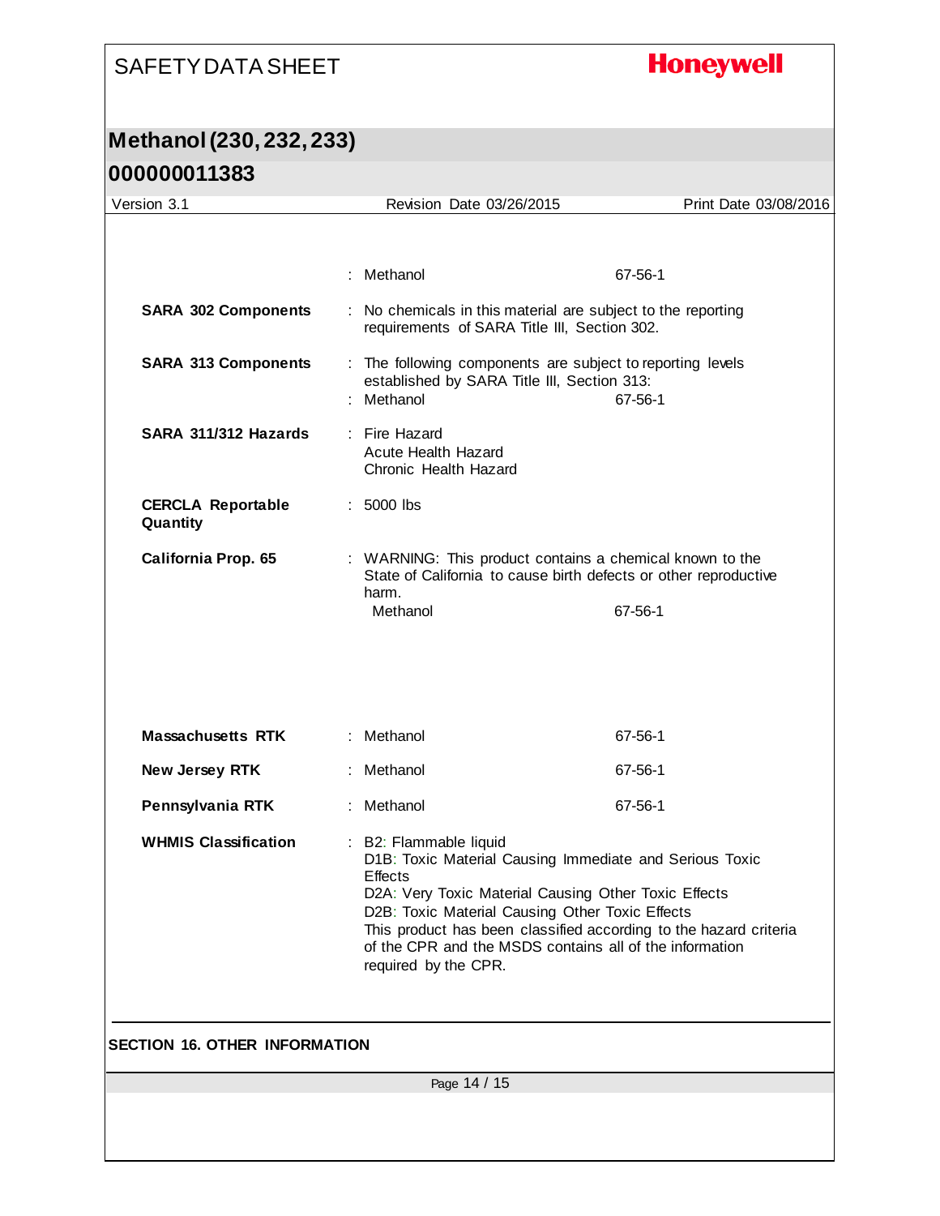| | | |
|---|---|---|
| | : Methanol | 67-56-1 |
| **SARA 302 Components** | : No chemicals in this material are subject to the reporting requirements of SARA Title III, Section 302. | |
| **SARA 313 Components** | : The following components are subject to reporting levels established by SARA Title III, Section 313: | |
| | : Methanol | 67-56-1 |
| **SARA 311/312 Hazards** | : Fire Hazard<br>Acute Health Hazard<br>Chronic Health Hazard | |
| **CERCLA Reportable Quantity** | : 5000 lbs | |
| **California Prop. 65** | : WARNING: This product contains a chemical known to the State of California to cause birth defects or other reproductive harm. | |
| | Methanol | 67-56-1 |
| **Massachusetts RTK** | : Methanol | 67-56-1 |
| **New Jersey RTK** | : Methanol | 67-56-1 |
| **Pennsylvania RTK** | : Methanol | 67-56-1 |
| **WHMIS Classification** | : B2: Flammable liquid<br>D1B: Toxic Material Causing Immediate and Serious Toxic Effects<br>D2A: Very Toxic Material Causing Other Toxic Effects<br>D2B: Toxic Material Causing Other Toxic Effects<br>This product has been classified according to the hazard criteria of the CPR and the MSDS contains all of the information required by the CPR. | |

## SECTION 16. OTHER INFORMATION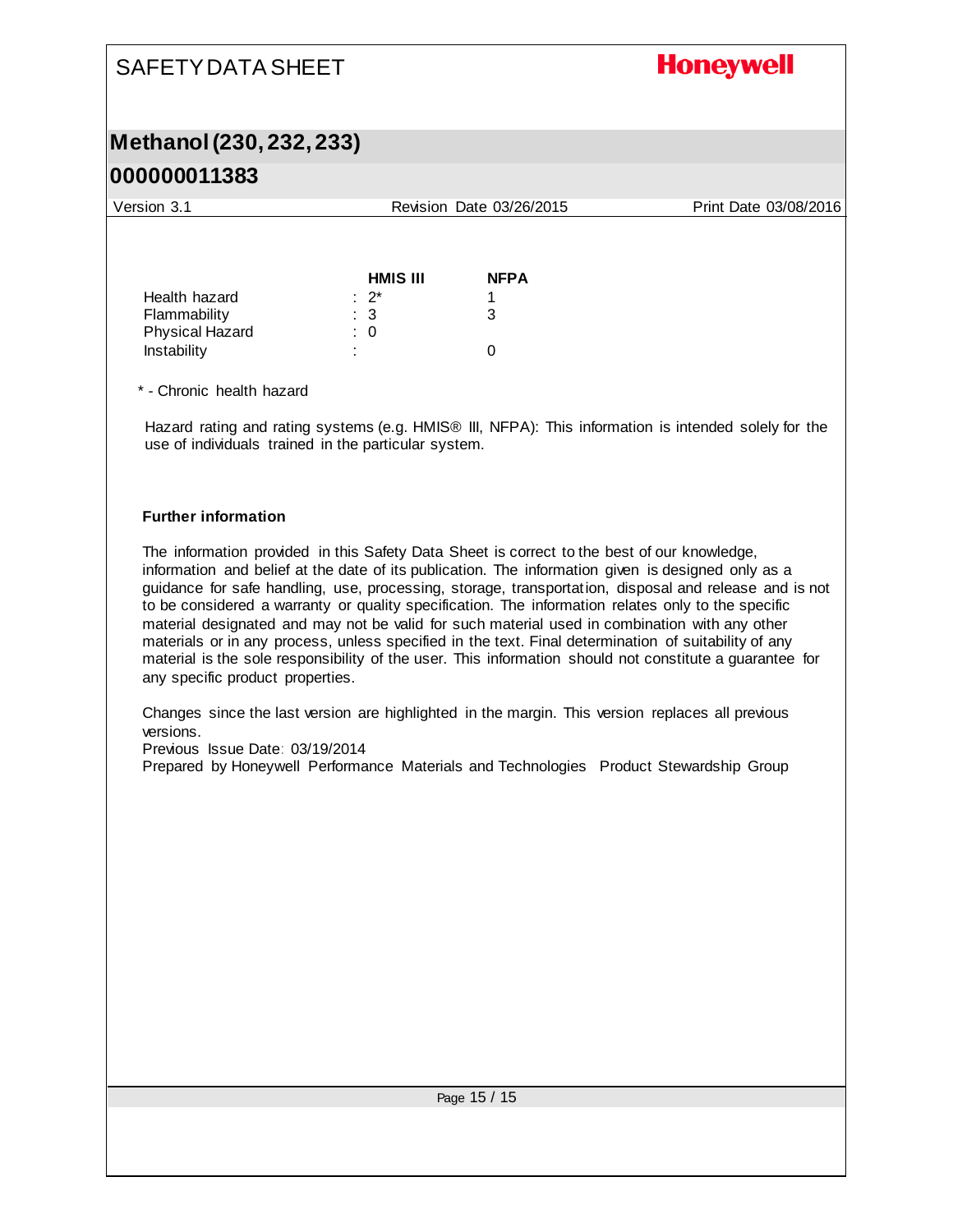| | HMIS III | NFPA |
|---|---|---|
| Health hazard | : 2* | 1 |
| Flammability | : 3 | 3 |
| Physical Hazard | : 0 | |
| Instability | : | 0 |

* - Chronic health hazard

Hazard rating and rating systems (e.g. HMIS® III, NFPA): This information is intended solely for the use of individuals trained in the particular system.

**Further information**

The information provided in this Safety Data Sheet is correct to the best of our knowledge, information and belief at the date of its publication. The information given is designed only as a guidance for safe handling, use, processing, storage, transportation, disposal and release and is not to be considered a warranty or quality specification. The information relates only to the specific material designated and may not be valid for such material used in combination with any other materials or in any process, unless specified in the text. Final determination of suitability of any material is the sole responsibility of the user. This information should not constitute a guarantee for any specific product properties.

Changes since the last version are highlighted in the margin. This version replaces all previous versions.
Previous Issue Date: 03/19/2014
Prepared by Honeywell Performance Materials and Technologies Product Stewardship Group